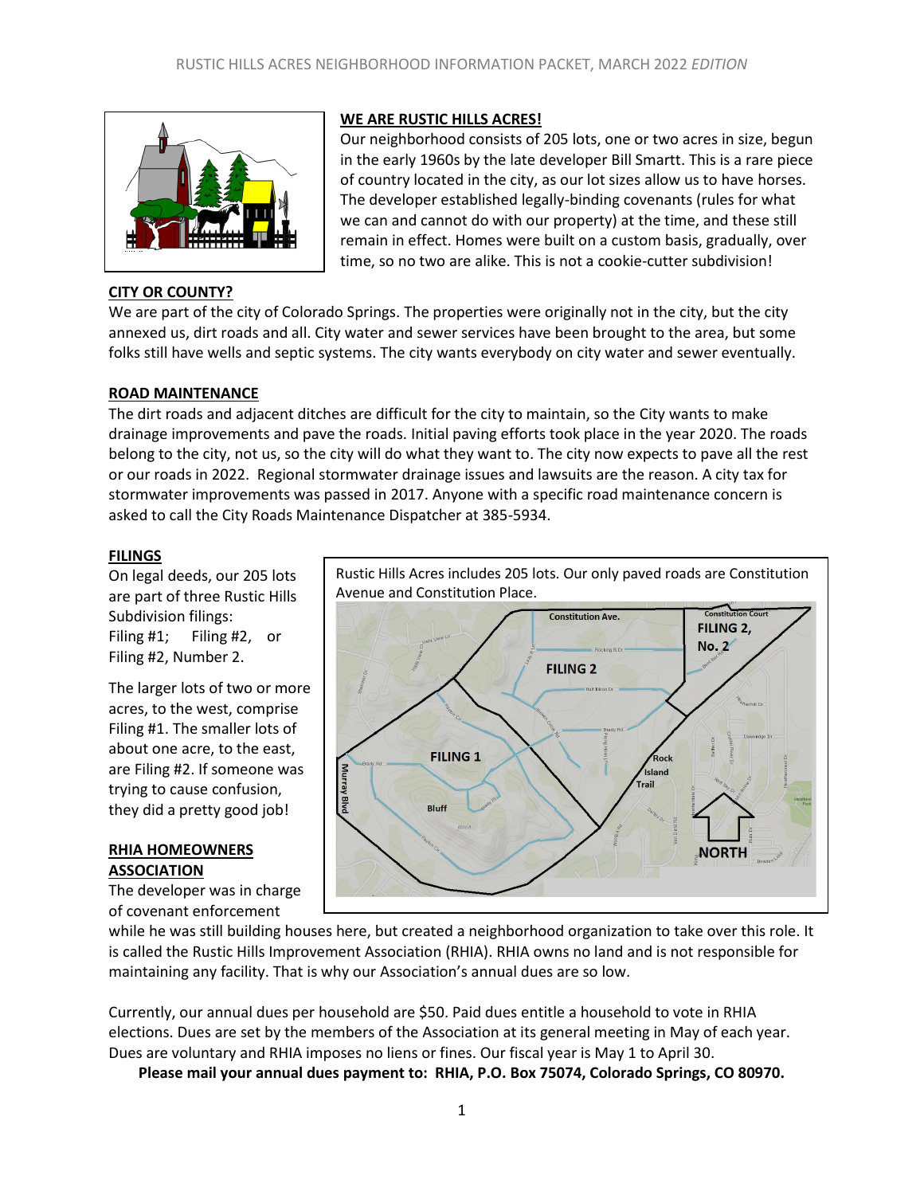## WE ARE RUSTIC HILLS ACRES!

Our neighborhood consists of 205 lots, one or two acres in size, begun in the early 1960s by the late developer Bill Smartt. This is a rare piece of country located in the city, as our lot sizes allow us to have horses. The developer established legally-binding covenants (rules for what we can and cannot do with our property) at the time, and these still remain in effect. Homes were built on a custom basis, gradually, over time, so no two are alike. This is not a cookie-cutter subdivision!

## CITY OR COUNTY?

We are part of the city of Colorado Springs. The properties were originally not in the city, but the city annexed us, dirt roads and all. City water and sewer services have been brought to the area, but some folks still have wells and septic systems. The city wants everybody on city water and sewer eventually.

## ROAD MAINTENANCE

The dirt roads and adjacent ditches are difficult for the city to maintain, so the City wants to make drainage improvements and pave the roads. Initial paving efforts took place in the year 2020. The roads belong to the city, not us, so the city will do what they want to. The city now expects to pave all the rest or our roads in 2022. Regional stormwater drainage issues and lawsuits are the reason. A city tax for stormwater improvements was passed in 2017. Anyone with a specific road maintenance concern is asked to call the City Roads Maintenance Dispatcher at 385-5934.

## FILINGS

On legal deeds, our 205 lots are part of three Rustic Hills Subdivision filings: Filing #1; Filing #2, or Filing #2, Number 2.

The larger lots of two or more acres, to the west, comprise Filing #1. The smaller lots of about one acre, to the east, are Filing #2. If someone was trying to cause confusion, they did a pretty good job!

Rustic Hills Acres includes 205 lots. Our only paved roads are Constitution Avenue and Constitution Place.

## RHIA HOMEOWNERS ASSOCIATION

The developer was in charge of covenant enforcement while he was still building houses here, but created a neighborhood organization to take over this role. It is called the Rustic Hills Improvement Association (RHIA). RHIA owns no land and is not responsible for maintaining any facility. That is why our Association's annual dues are so low.

Currently, our annual dues per household are $50. Paid dues entitle a household to vote in RHIA elections. Dues are set by the members of the Association at its general meeting in May of each year. Dues are voluntary and RHIA imposes no liens or fines. Our fiscal year is May 1 to April 30.

**Please mail your annual dues payment to: RHIA, P.O. Box 75074, Colorado Springs, CO 80970.**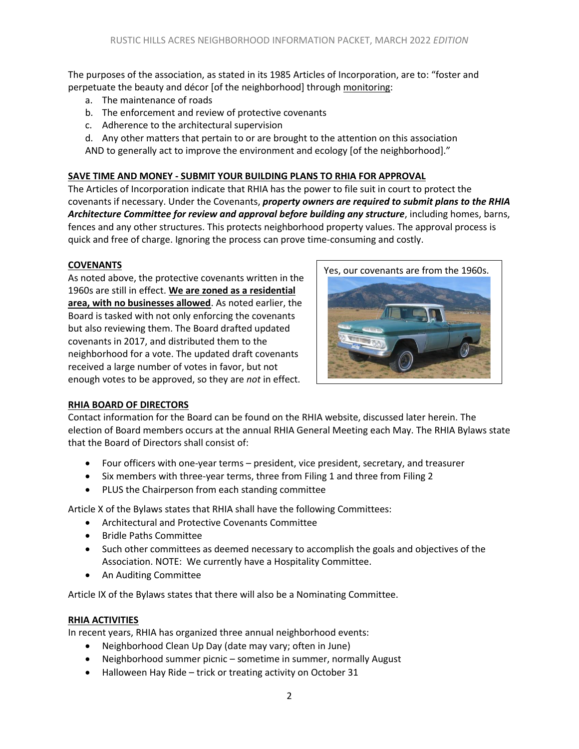The purposes of the association, as stated in its 1985 Articles of Incorporation, are to: "foster and perpetuate the beauty and décor [of the neighborhood] through <u>monitoring</u>:

a. The maintenance of roads
b. The enforcement and review of protective covenants
c. Adherence to the architectural supervision
d. Any other matters that pertain to or are brought to the attention on this association

AND to generally act to improve the environment and ecology [of the neighborhood]."

## SAVE TIME AND MONEY - SUBMIT YOUR BUILDING PLANS TO RHIA FOR APPROVAL

The Articles of Incorporation indicate that RHIA has the power to file suit in court to protect the covenants if necessary. Under the Covenants, ***property owners are required to submit plans to the RHIA Architecture Committee for review and approval before building any structure***, including homes, barns, fences and any other structures. This protects neighborhood property values. The approval process is quick and free of charge. Ignoring the process can prove time-consuming and costly.

## COVENANTS

As noted above, the protective covenants written in the 1960s are still in effect. **We are zoned as a residential area, with no businesses allowed**. As noted earlier, the Board is tasked with not only enforcing the covenants but also reviewing them. The Board drafted updated covenants in 2017, and distributed them to the neighborhood for a vote. The updated draft covenants received a large number of votes in favor, but not enough votes to be approved, so they are *not* in effect.

Yes, our covenants are from the 1960s.

## RHIA BOARD OF DIRECTORS

Contact information for the Board can be found on the RHIA website, discussed later herein. The election of Board members occurs at the annual RHIA General Meeting each May. The RHIA Bylaws state that the Board of Directors shall consist of:

- Four officers with one-year terms – president, vice president, secretary, and treasurer
- Six members with three-year terms, three from Filing 1 and three from Filing 2
- PLUS the Chairperson from each standing committee

Article X of the Bylaws states that RHIA shall have the following Committees:

- Architectural and Protective Covenants Committee
- Bridle Paths Committee
- Such other committees as deemed necessary to accomplish the goals and objectives of the Association. NOTE: We currently have a Hospitality Committee.
- An Auditing Committee

Article IX of the Bylaws states that there will also be a Nominating Committee.

## RHIA ACTIVITIES

In recent years, RHIA has organized three annual neighborhood events:

- Neighborhood Clean Up Day (date may vary; often in June)
- Neighborhood summer picnic – sometime in summer, normally August
- Halloween Hay Ride – trick or treating activity on October 31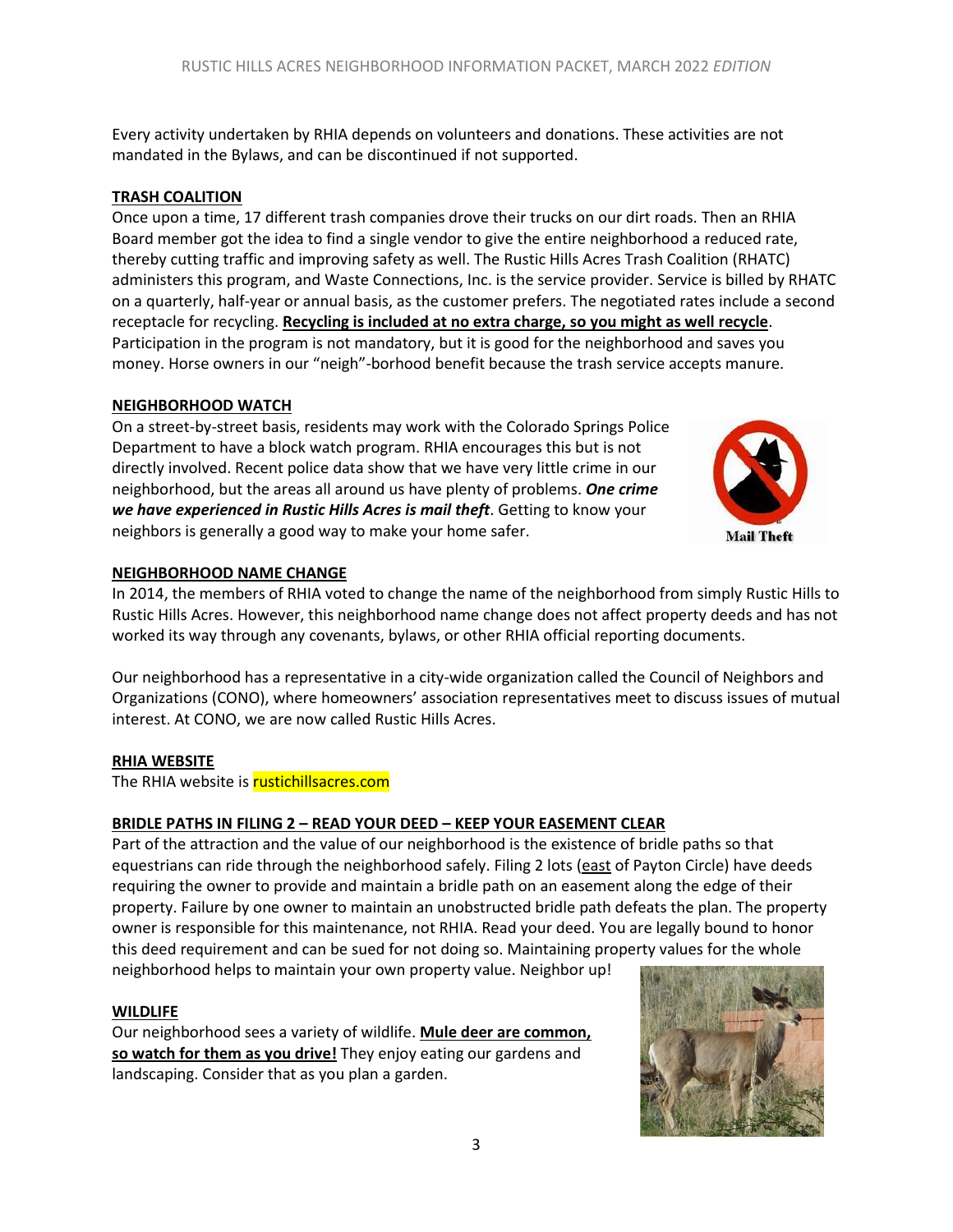Every activity undertaken by RHIA depends on volunteers and donations. These activities are not mandated in the Bylaws, and can be discontinued if not supported.

## TRASH COALITION

Once upon a time, 17 different trash companies drove their trucks on our dirt roads. Then an RHIA Board member got the idea to find a single vendor to give the entire neighborhood a reduced rate, thereby cutting traffic and improving safety as well. The Rustic Hills Acres Trash Coalition (RHATC) administers this program, and Waste Connections, Inc. is the service provider. Service is billed by RHATC on a quarterly, half-year or annual basis, as the customer prefers. The negotiated rates include a second receptacle for recycling. **Recycling is included at no extra charge, so you might as well recycle**. Participation in the program is not mandatory, but it is good for the neighborhood and saves you money. Horse owners in our "neigh"-borhood benefit because the trash service accepts manure.

## NEIGHBORHOOD WATCH

On a street-by-street basis, residents may work with the Colorado Springs Police Department to have a block watch program. RHIA encourages this but is not directly involved. Recent police data show that we have very little crime in our neighborhood, but the areas all around us have plenty of problems. ***One crime we have experienced in Rustic Hills Acres is mail theft***. Getting to know your neighbors is generally a good way to make your home safer.

Mail Theft

## NEIGHBORHOOD NAME CHANGE

In 2014, the members of RHIA voted to change the name of the neighborhood from simply Rustic Hills to Rustic Hills Acres. However, this neighborhood name change does not affect property deeds and has not worked its way through any covenants, bylaws, or other RHIA official reporting documents.

Our neighborhood has a representative in a city-wide organization called the Council of Neighbors and Organizations (CONO), where homeowners' association representatives meet to discuss issues of mutual interest. At CONO, we are now called Rustic Hills Acres.

## RHIA WEBSITE

The RHIA website is rustichillsacres.com

## BRIDLE PATHS IN FILING 2 – READ YOUR DEED – KEEP YOUR EASEMENT CLEAR

Part of the attraction and the value of our neighborhood is the existence of bridle paths so that equestrians can ride through the neighborhood safely. Filing 2 lots (east of Payton Circle) have deeds requiring the owner to provide and maintain a bridle path on an easement along the edge of their property. Failure by one owner to maintain an unobstructed bridle path defeats the plan. The property owner is responsible for this maintenance, not RHIA. Read your deed. You are legally bound to honor this deed requirement and can be sued for not doing so. Maintaining property values for the whole neighborhood helps to maintain your own property value. Neighbor up!

## WILDLIFE

Our neighborhood sees a variety of wildlife. **Mule deer are common, so watch for them as you drive!** They enjoy eating our gardens and landscaping. Consider that as you plan a garden.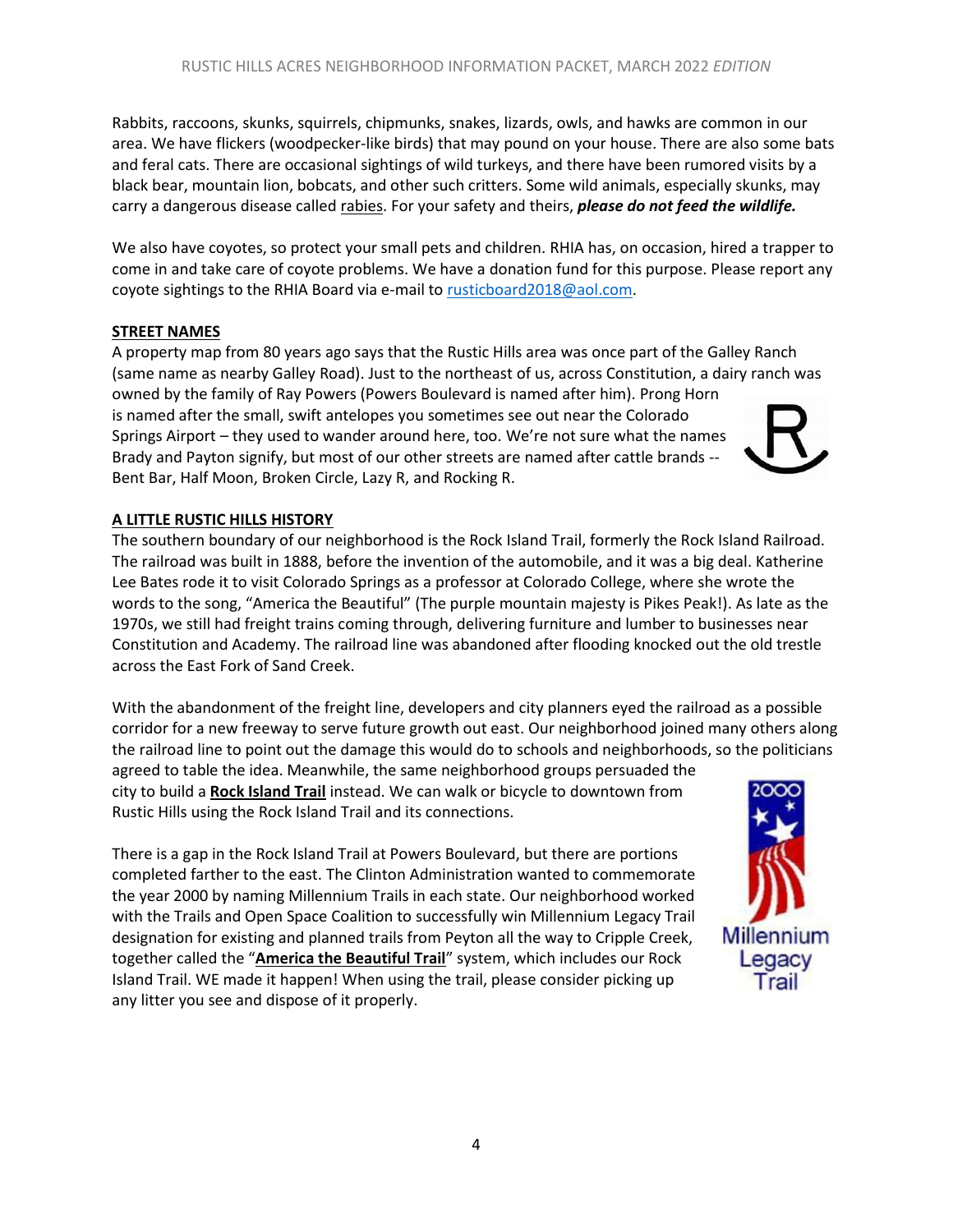Rabbits, raccoons, skunks, squirrels, chipmunks, snakes, lizards, owls, and hawks are common in our area. We have flickers (woodpecker-like birds) that may pound on your house. There are also some bats and feral cats. There are occasional sightings of wild turkeys, and there have been rumored visits by a black bear, mountain lion, bobcats, and other such critters. Some wild animals, especially skunks, may carry a dangerous disease called rabies. For your safety and theirs, ***please do not feed the wildlife.***

We also have coyotes, so protect your small pets and children. RHIA has, on occasion, hired a trapper to come in and take care of coyote problems. We have a donation fund for this purpose. Please report any coyote sightings to the RHIA Board via e-mail to rusticboard2018@aol.com.

## STREET NAMES

A property map from 80 years ago says that the Rustic Hills area was once part of the Galley Ranch (same name as nearby Galley Road). Just to the northeast of us, across Constitution, a dairy ranch was owned by the family of Ray Powers (Powers Boulevard is named after him). Prong Horn is named after the small, swift antelopes you sometimes see out near the Colorado Springs Airport – they used to wander around here, too. We're not sure what the names Brady and Payton signify, but most of our other streets are named after cattle brands -- Bent Bar, Half Moon, Broken Circle, Lazy R, and Rocking R.

## A LITTLE RUSTIC HILLS HISTORY

The southern boundary of our neighborhood is the Rock Island Trail, formerly the Rock Island Railroad. The railroad was built in 1888, before the invention of the automobile, and it was a big deal. Katherine Lee Bates rode it to visit Colorado Springs as a professor at Colorado College, where she wrote the words to the song, "America the Beautiful" (The purple mountain majesty is Pikes Peak!). As late as the 1970s, we still had freight trains coming through, delivering furniture and lumber to businesses near Constitution and Academy. The railroad line was abandoned after flooding knocked out the old trestle across the East Fork of Sand Creek.

With the abandonment of the freight line, developers and city planners eyed the railroad as a possible corridor for a new freeway to serve future growth out east. Our neighborhood joined many others along the railroad line to point out the damage this would do to schools and neighborhoods, so the politicians agreed to table the idea. Meanwhile, the same neighborhood groups persuaded the city to build a **Rock Island Trail** instead. We can walk or bicycle to downtown from Rustic Hills using the Rock Island Trail and its connections.

There is a gap in the Rock Island Trail at Powers Boulevard, but there are portions completed farther to the east. The Clinton Administration wanted to commemorate the year 2000 by naming Millennium Trails in each state. Our neighborhood worked with the Trails and Open Space Coalition to successfully win Millennium Legacy Trail designation for existing and planned trails from Peyton all the way to Cripple Creek, together called the "**America the Beautiful Trail**" system, which includes our Rock Island Trail. WE made it happen! When using the trail, please consider picking up any litter you see and dispose of it properly.